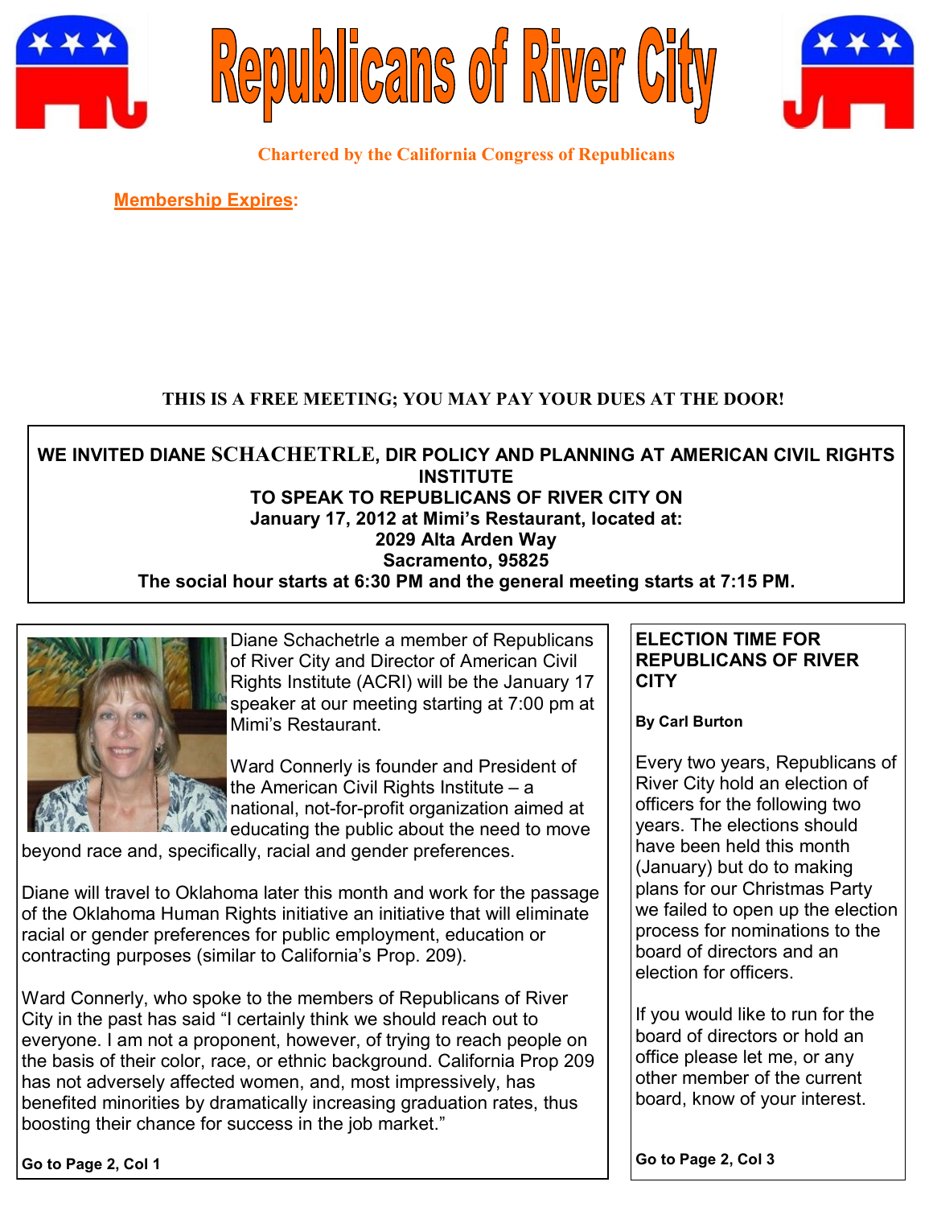# Republicans of River City

**Chartered by the California Congress of Republicans**

**Membership Expires:**

**THIS IS A FREE MEETING; YOU MAY PAY YOUR DUES AT THE DOOR!**

**WE INVITED DIANE SCHACHETRLE, DIR POLICY AND PLANNING AT AMERICAN CIVIL RIGHTS INSTITUTE**
**TO SPEAK TO REPUBLICANS OF RIVER CITY ON**
**January 17, 2012 at Mimi's Restaurant, located at:**
**2029 Alta Arden Way**
**Sacramento, 95825**
**The social hour starts at 6:30 PM and the general meeting starts at 7:15 PM.**

Diane Schachetrle a member of Republicans of River City and Director of American Civil Rights Institute (ACRI) will be the January 17 speaker at our meeting starting at 7:00 pm at Mimi's Restaurant.

Ward Connerly is founder and President of the American Civil Rights Institute – a national, not-for-profit organization aimed at educating the public about the need to move beyond race and, specifically, racial and gender preferences.

Diane will travel to Oklahoma later this month and work for the passage of the Oklahoma Human Rights initiative an initiative that will eliminate racial or gender preferences for public employment, education or contracting purposes (similar to California's Prop. 209).

Ward Connerly, who spoke to the members of Republicans of River City in the past has said "I certainly think we should reach out to everyone. I am not a proponent, however, of trying to reach people on the basis of their color, race, or ethnic background. California Prop 209 has not adversely affected women, and, most impressively, has benefited minorities by dramatically increasing graduation rates, thus boosting their chance for success in the job market."

**Go to Page 2, Col 1**

## ELECTION TIME FOR REPUBLICANS OF RIVER CITY

**By Carl Burton**

Every two years, Republicans of River City hold an election of officers for the following two years. The elections should have been held this month (January) but do to making plans for our Christmas Party we failed to open up the election process for nominations to the board of directors and an election for officers.

If you would like to run for the board of directors or hold an office please let me, or any other member of the current board, know of your interest.

**Go to Page 2, Col 3**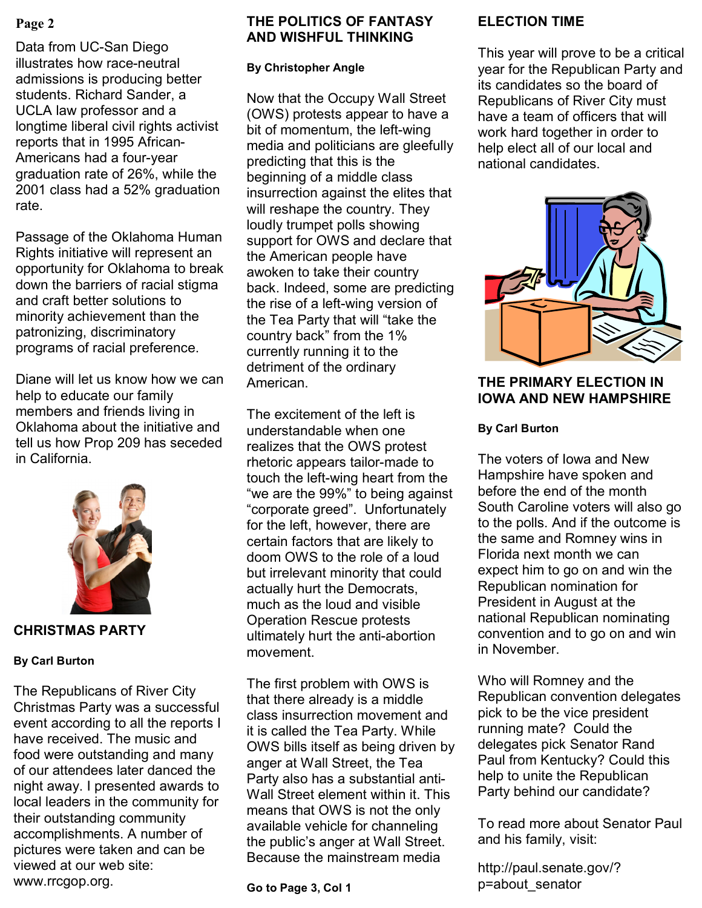Data from UC-San Diego illustrates how race-neutral admissions is producing better students. Richard Sander, a UCLA law professor and a longtime liberal civil rights activist reports that in 1995 African-Americans had a four-year graduation rate of 26%, while the 2001 class had a 52% graduation rate.

Passage of the Oklahoma Human Rights initiative will represent an opportunity for Oklahoma to break down the barriers of racial stigma and craft better solutions to minority achievement than the patronizing, discriminatory programs of racial preference.

Diane will let us know how we can help to educate our family members and friends living in Oklahoma about the initiative and tell us how Prop 209 has seceded in California.

## CHRISTMAS PARTY

**By Carl Burton**

The Republicans of River City Christmas Party was a successful event according to all the reports I have received. The music and food were outstanding and many of our attendees later danced the night away. I presented awards to local leaders in the community for their outstanding community accomplishments. A number of pictures were taken and can be viewed at our web site: www.rrcgop.org.

## THE POLITICS OF FANTASY AND WISHFUL THINKING

**By Christopher Angle**

Now that the Occupy Wall Street (OWS) protests appear to have a bit of momentum, the left-wing media and politicians are gleefully predicting that this is the beginning of a middle class insurrection against the elites that will reshape the country. They loudly trumpet polls showing support for OWS and declare that the American people have awoken to take their country back. Indeed, some are predicting the rise of a left-wing version of the Tea Party that will "take the country back" from the 1% currently running it to the detriment of the ordinary American.

The excitement of the left is understandable when one realizes that the OWS protest rhetoric appears tailor-made to touch the left-wing heart from the "we are the 99%" to being against "corporate greed". Unfortunately for the left, however, there are certain factors that are likely to doom OWS to the role of a loud but irrelevant minority that could actually hurt the Democrats, much as the loud and visible Operation Rescue protests ultimately hurt the anti-abortion movement.

The first problem with OWS is that there already is a middle class insurrection movement and it is called the Tea Party. While OWS bills itself as being driven by anger at Wall Street, the Tea Party also has a substantial anti-Wall Street element within it. This means that OWS is not the only available vehicle for channeling the public's anger at Wall Street. Because the mainstream media

**Go to Page 3, Col 1**

## ELECTION TIME

This year will prove to be a critical year for the Republican Party and its candidates so the board of Republicans of River City must have a team of officers that will work hard together in order to help elect all of our local and national candidates.

## THE PRIMARY ELECTION IN IOWA AND NEW HAMPSHIRE

**By Carl Burton**

The voters of Iowa and New Hampshire have spoken and before the end of the month South Caroline voters will also go to the polls. And if the outcome is the same and Romney wins in Florida next month we can expect him to go on and win the Republican nomination for President in August at the national Republican nominating convention and to go on and win in November.

Who will Romney and the Republican convention delegates pick to be the vice president running mate? Could the delegates pick Senator Rand Paul from Kentucky? Could this help to unite the Republican Party behind our candidate?

To read more about Senator Paul and his family, visit:

http://paul.senate.gov/?p=about_senator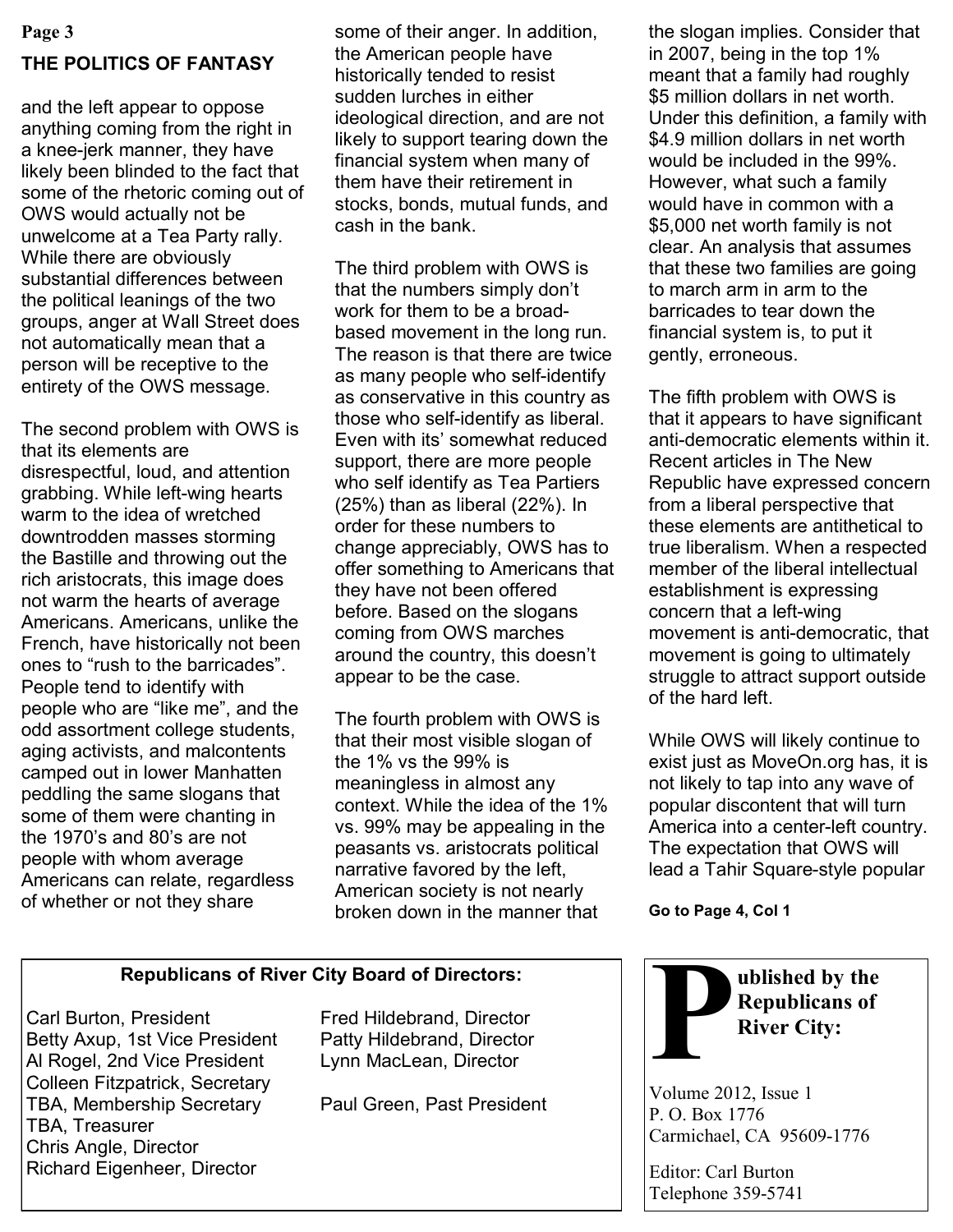## THE POLITICS OF FANTASY

and the left appear to oppose anything coming from the right in a knee-jerk manner, they have likely been blinded to the fact that some of the rhetoric coming out of OWS would actually not be unwelcome at a Tea Party rally. While there are obviously substantial differences between the political leanings of the two groups, anger at Wall Street does not automatically mean that a person will be receptive to the entirety of the OWS message.

The second problem with OWS is that its elements are disrespectful, loud, and attention grabbing. While left-wing hearts warm to the idea of wretched downtrodden masses storming the Bastille and throwing out the rich aristocrats, this image does not warm the hearts of average Americans. Americans, unlike the French, have historically not been ones to "rush to the barricades". People tend to identify with people who are "like me", and the odd assortment college students, aging activists, and malcontents camped out in lower Manhatten peddling the same slogans that some of them were chanting in the 1970's and 80's are not people with whom average Americans can relate, regardless of whether or not they share some of their anger. In addition, the American people have historically tended to resist sudden lurches in either ideological direction, and are not likely to support tearing down the financial system when many of them have their retirement in stocks, bonds, mutual funds, and cash in the bank.

The third problem with OWS is that the numbers simply don't work for them to be a broad-based movement in the long run. The reason is that there are twice as many people who self-identify as conservative in this country as those who self-identify as liberal. Even with its' somewhat reduced support, there are more people who self identify as Tea Partiers (25%) than as liberal (22%). In order for these numbers to change appreciably, OWS has to offer something to Americans that they have not been offered before. Based on the slogans coming from OWS marches around the country, this doesn't appear to be the case.

The fourth problem with OWS is that their most visible slogan of the 1% vs the 99% is meaningless in almost any context. While the idea of the 1% vs. 99% may be appealing in the peasants vs. aristocrats political narrative favored by the left, American society is not nearly broken down in the manner that the slogan implies. Consider that in 2007, being in the top 1% meant that a family had roughly $5 million dollars in net worth. Under this definition, a family with $4.9 million dollars in net worth would be included in the 99%. However, what such a family would have in common with a $5,000 net worth family is not clear. An analysis that assumes that these two families are going to march arm in arm to the barricades to tear down the financial system is, to put it gently, erroneous.

The fifth problem with OWS is that it appears to have significant anti-democratic elements within it. Recent articles in The New Republic have expressed concern from a liberal perspective that these elements are antithetical to true liberalism. When a respected member of the liberal intellectual establishment is expressing concern that a left-wing movement is anti-democratic, that movement is going to ultimately struggle to attract support outside of the hard left.

While OWS will likely continue to exist just as MoveOn.org has, it is not likely to tap into any wave of popular discontent that will turn America into a center-left country. The expectation that OWS will lead a Tahir Square-style popular

**Go to Page 4, Col 1**

---

**Republicans of River City Board of Directors:**

Carl Burton, President
Betty Axup, 1st Vice President
Al Rogel, 2nd Vice President
Colleen Fitzpatrick, Secretary
TBA, Membership Secretary
TBA, Treasurer
Chris Angle, Director
Richard Eigenheer, Director
Fred Hildebrand, Director
Patty Hildebrand, Director
Lynn MacLean, Director

Paul Green, Past President

---

**Published by the Republicans of River City:**

Volume 2012, Issue 1
P. O. Box 1776
Carmichael, CA 95609-1776

Editor: Carl Burton
Telephone 359-5741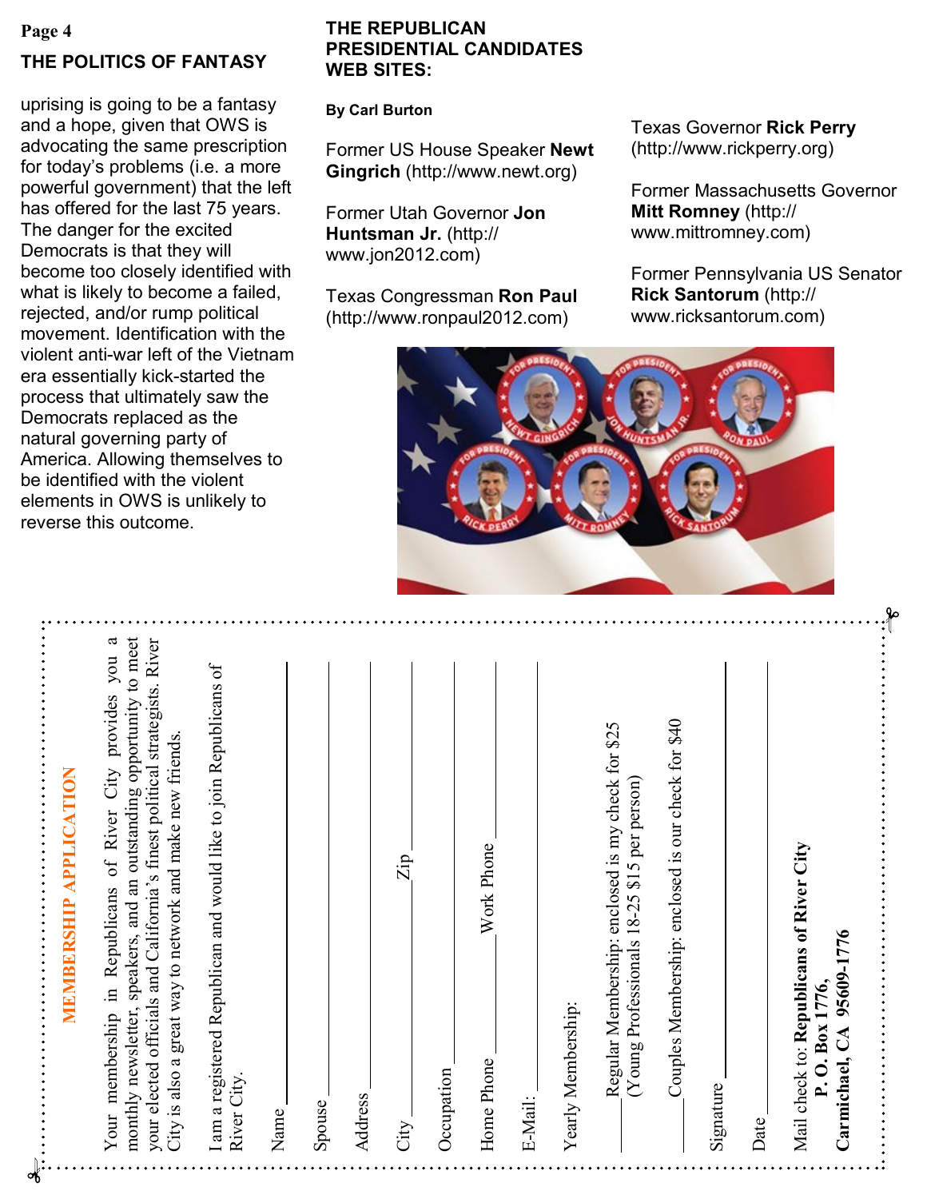## THE POLITICS OF FANTASY

uprising is going to be a fantasy and a hope, given that OWS is advocating the same prescription for today's problems (i.e. a more powerful government) that the left has offered for the last 75 years. The danger for the excited Democrats is that they will become too closely identified with what is likely to become a failed, rejected, and/or rump political movement. Identification with the violent anti-war left of the Vietnam era essentially kick-started the process that ultimately saw the Democrats replaced as the natural governing party of America. Allowing themselves to be identified with the violent elements in OWS is unlikely to reverse this outcome.

## THE REPUBLICAN PRESIDENTIAL CANDIDATES WEB SITES:

**By Carl Burton**

Former US House Speaker **Newt Gingrich** (http://www.newt.org)

Former Utah Governor **Jon Huntsman Jr.** (http://www.jon2012.com)

Texas Congressman **Ron Paul** (http://www.ronpaul2012.com)

Texas Governor **Rick Perry** (http://www.rickperry.org)

Former Massachusetts Governor **Mitt Romney** (http://www.mittromney.com)

Former Pennsylvania US Senator **Rick Santorum** (http://www.ricksantorum.com)

## MEMBERSHIP APPLICATION

Your membership in Republicans of River City provides you a monthly newsletter, speakers, and an outstanding opportunity to meet your elected officials and California's finest political strategists. River City is also a great way to network and make new friends.

I am a registered Republican and would like to join Republicans of River City.

Name ______________________

Spouse ______________________

Address ______________________

City ____________ Zip ____________

Occupation ______________________

Home Phone ____________ Work Phone ____________

E-Mail: ______________________

Yearly Membership:

_____ Regular Membership: enclosed is my check for $25 (Young Professionals 18-25 $15 per person)

_____ Couples Membership: enclosed is our check for $40

Signature ______________________

Date ______________________

Mail check to: **Republicans of River City**
**P. O. Box 1776,**
**Carmichael, CA 95609-1776**